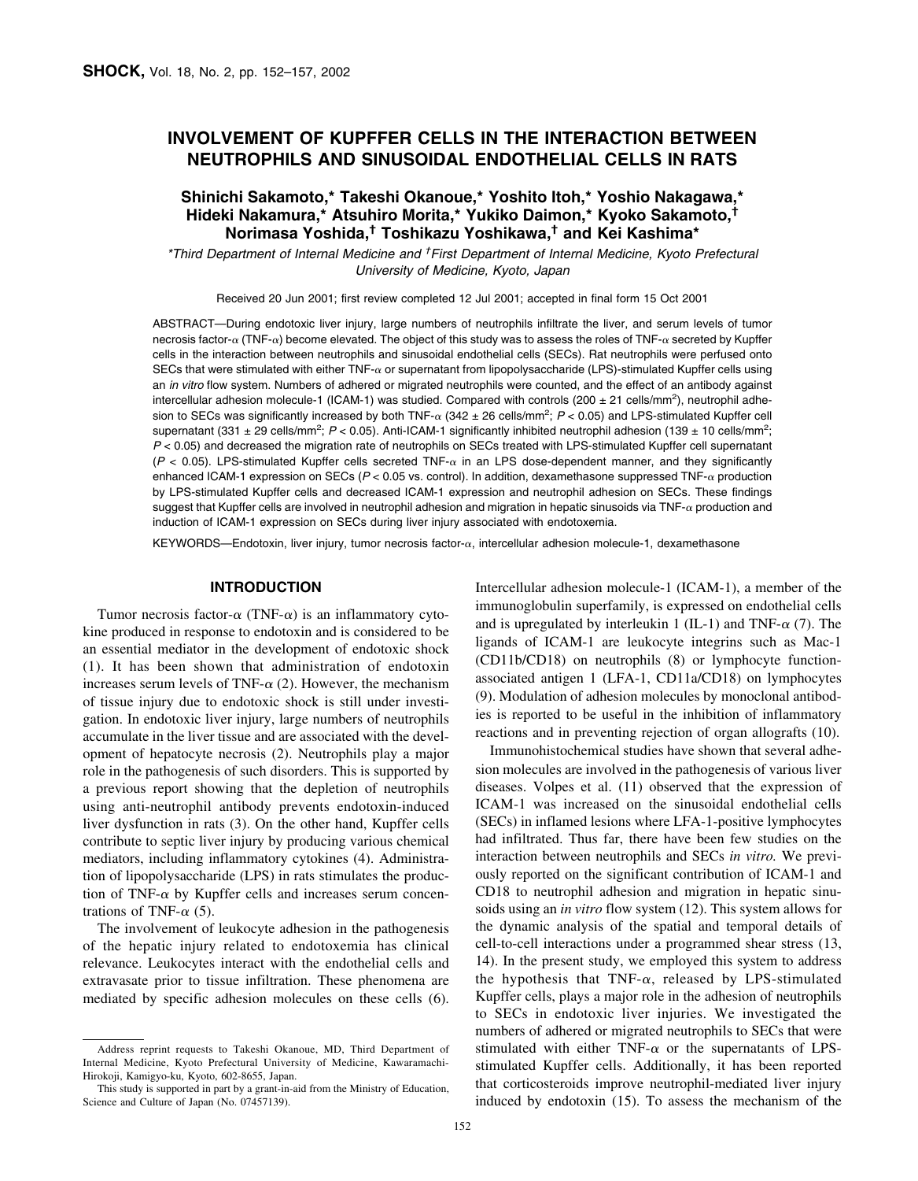# INVOLVEMENT OF KUPFFER CELLS IN THE INTERACTION BETWEEN NEUTROPHILS AND SINUSOIDAL ENDOTHELIAL CELLS IN RATS

**Shinichi Sakamoto,* Takeshi Okanoue,* Yoshito Itoh,* Yoshio Nakagawa,* Hideki Nakamura,* Atsuhiro Morita,* Yukiko Daimon,* Kyoko Sakamoto,† Norimasa Yoshida,† Toshikazu Yoshikawa,† and Kei Kashima***

*\*Third Department of Internal Medicine and †First Department of Internal Medicine, Kyoto Prefectural University of Medicine, Kyoto, Japan*

Received 20 Jun 2001; first review completed 12 Jul 2001; accepted in final form 15 Oct 2001

ABSTRACT—During endotoxic liver injury, large numbers of neutrophils infiltrate the liver, and serum levels of tumor necrosis factor-α (TNF-α) become elevated. The object of this study was to assess the roles of TNF-α secreted by Kupffer cells in the interaction between neutrophils and sinusoidal endothelial cells (SECs). Rat neutrophils were perfused onto SECs that were stimulated with either TNF-α or supernatant from lipopolysaccharide (LPS)-stimulated Kupffer cells using an *in vitro* flow system. Numbers of adhered or migrated neutrophils were counted, and the effect of an antibody against intercellular adhesion molecule-1 (ICAM-1) was studied. Compared with controls (200 ± 21 cells/mm$^2$), neutrophil adhesion to SECs was significantly increased by both TNF-α (342 ± 26 cells/mm$^2$; $P < 0.05$) and LPS-stimulated Kupffer cell supernatant (331 ± 29 cells/mm$^2$; $P < 0.05$). Anti-ICAM-1 significantly inhibited neutrophil adhesion (139 ± 10 cells/mm$^2$; $P < 0.05$) and decreased the migration rate of neutrophils on SECs treated with LPS-stimulated Kupffer cell supernatant ($P < 0.05$). LPS-stimulated Kupffer cells secreted TNF-α in an LPS dose-dependent manner, and they significantly enhanced ICAM-1 expression on SECs ($P < 0.05$ vs. control). In addition, dexamethasone suppressed TNF-α production by LPS-stimulated Kupffer cells and decreased ICAM-1 expression and neutrophil adhesion on SECs. These findings suggest that Kupffer cells are involved in neutrophil adhesion and migration in hepatic sinusoids via TNF-α production and induction of ICAM-1 expression on SECs during liver injury associated with endotoxemia.

KEYWORDS—Endotoxin, liver injury, tumor necrosis factor-α, intercellular adhesion molecule-1, dexamethasone

## INTRODUCTION

Tumor necrosis factor-α (TNF-α) is an inflammatory cytokine produced in response to endotoxin and is considered to be an essential mediator in the development of endotoxic shock (1). It has been shown that administration of endotoxin increases serum levels of TNF-α (2). However, the mechanism of tissue injury due to endotoxic shock is still under investigation. In endotoxic liver injury, large numbers of neutrophils accumulate in the liver tissue and are associated with the development of hepatocyte necrosis (2). Neutrophils play a major role in the pathogenesis of such disorders. This is supported by a previous report showing that the depletion of neutrophils using anti-neutrophil antibody prevents endotoxin-induced liver dysfunction in rats (3). On the other hand, Kupffer cells contribute to septic liver injury by producing various chemical mediators, including inflammatory cytokines (4). Administration of lipopolysaccharide (LPS) in rats stimulates the production of TNF-α by Kupffer cells and increases serum concentrations of TNF-α (5).

The involvement of leukocyte adhesion in the pathogenesis of the hepatic injury related to endotoxemia has clinical relevance. Leukocytes interact with the endothelial cells and extravasate prior to tissue infiltration. These phenomena are mediated by specific adhesion molecules on these cells (6). Intercellular adhesion molecule-1 (ICAM-1), a member of the immunoglobulin superfamily, is expressed on endothelial cells and is upregulated by interleukin 1 (IL-1) and TNF-α (7). The ligands of ICAM-1 are leukocyte integrins such as Mac-1 (CD11b/CD18) on neutrophils (8) or lymphocyte function-associated antigen 1 (LFA-1, CD11a/CD18) on lymphocytes (9). Modulation of adhesion molecules by monoclonal antibodies is reported to be useful in the inhibition of inflammatory reactions and in preventing rejection of organ allografts (10).

Immunohistochemical studies have shown that several adhesion molecules are involved in the pathogenesis of various liver diseases. Volpes et al. (11) observed that the expression of ICAM-1 was increased on the sinusoidal endothelial cells (SECs) in inflamed lesions where LFA-1-positive lymphocytes had infiltrated. Thus far, there have been few studies on the interaction between neutrophils and SECs *in vitro.* We previously reported on the significant contribution of ICAM-1 and CD18 to neutrophil adhesion and migration in hepatic sinusoids using an *in vitro* flow system (12). This system allows for the dynamic analysis of the spatial and temporal details of cell-to-cell interactions under a programmed shear stress (13, 14). In the present study, we employed this system to address the hypothesis that TNF-α, released by LPS-stimulated Kupffer cells, plays a major role in the adhesion of neutrophils to SECs in endotoxic liver injuries. We investigated the numbers of adhered or migrated neutrophils to SECs that were stimulated with either TNF-α or the supernatants of LPS-stimulated Kupffer cells. Additionally, it has been reported that corticosteroids improve neutrophil-mediated liver injury induced by endotoxin (15). To assess the mechanism of the

---

Address reprint requests to Takeshi Okanoue, MD, Third Department of Internal Medicine, Kyoto Prefectural University of Medicine, Kawaramachi-Hirokoji, Kamigyo-ku, Kyoto, 602-8655, Japan.

This study is supported in part by a grant-in-aid from the Ministry of Education, Science and Culture of Japan (No. 07457139).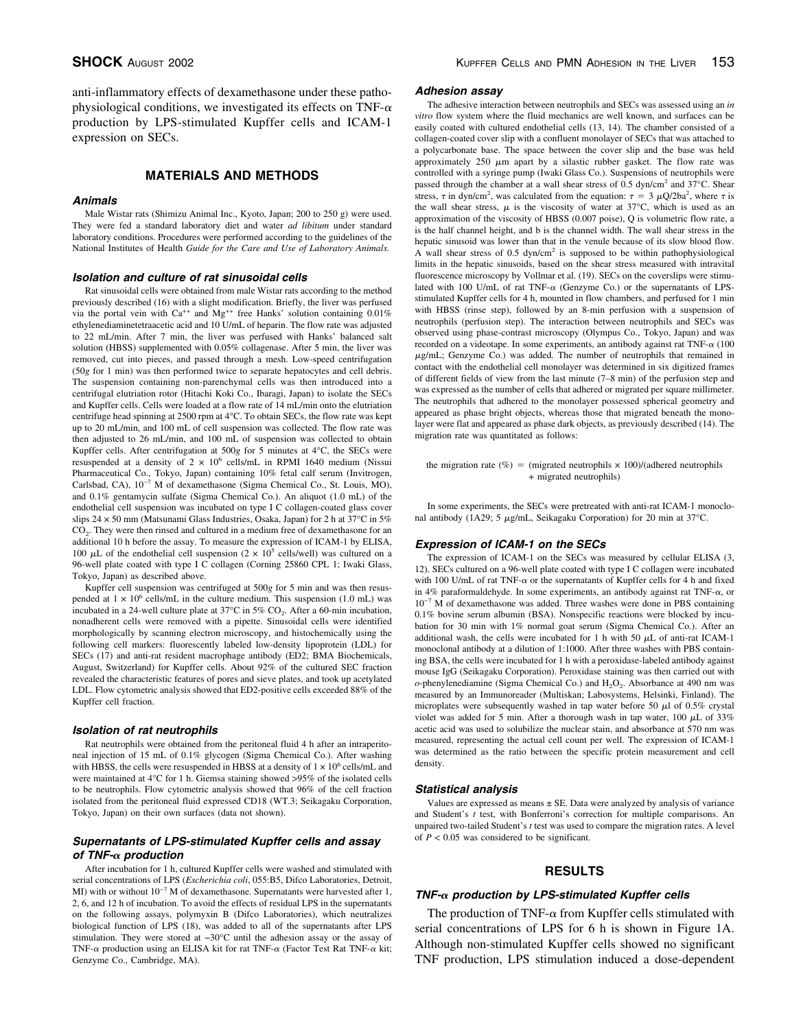anti-inflammatory effects of dexamethasone under these pathophysiological conditions, we investigated its effects on TNF-α production by LPS-stimulated Kupffer cells and ICAM-1 expression on SECs.

## MATERIALS AND METHODS

### Animals

Male Wistar rats (Shimizu Animal Inc., Kyoto, Japan; 200 to 250 g) were used. They were fed a standard laboratory diet and water *ad libitum* under standard laboratory conditions. Procedures were performed according to the guidelines of the National Institutes of Health *Guide for the Care and Use of Laboratory Animals.*

### Isolation and culture of rat sinusoidal cells

Rat sinusoidal cells were obtained from male Wistar rats according to the method previously described (16) with a slight modification. Briefly, the liver was perfused via the portal vein with $Ca^{++}$ and $Mg^{++}$ free Hanks' solution containing 0.01% ethylenediaminetetraacetic acid and 10 U/mL of heparin. The flow rate was adjusted to 22 mL/min. After 7 min, the liver was perfused with Hanks' balanced salt solution (HBSS) supplemented with 0.05% collagenase. After 5 min, the liver was removed, cut into pieces, and passed through a mesh. Low-speed centrifugation (50*g* for 1 min) was then performed twice to separate hepatocytes and cell debris. The suspension containing non-parenchymal cells was then introduced into a centrifugal elutriation rotor (Hitachi Koki Co., Ibaragi, Japan) to isolate the SECs and Kupffer cells. Cells were loaded at a flow rate of 14 mL/min onto the elutriation centrifuge head spinning at 2500 rpm at 4°C. To obtain SECs, the flow rate was kept up to 20 mL/min, and 100 mL of cell suspension was collected. The flow rate was then adjusted to 26 mL/min, and 100 mL of suspension was collected to obtain Kupffer cells. After centrifugation at 500*g* for 5 minutes at 4°C, the SECs were resuspended at a density of $2 \times 10^6$ cells/mL in RPMI 1640 medium (Nissui Pharmaceutical Co., Tokyo, Japan) containing 10% fetal calf serum (Invitrogen, Carlsbad, CA), $10^{-7}$ M of dexamethasone (Sigma Chemical Co., St. Louis, MO), and 0.1% gentamycin sulfate (Sigma Chemical Co.). An aliquot (1.0 mL) of the endothelial cell suspension was incubated on type I C collagen-coated glass cover slips 24 × 50 mm (Matsunami Glass Industries, Osaka, Japan) for 2 h at 37°C in 5% $CO_2$. They were then rinsed and cultured in a medium free of dexamethasone for an additional 10 h before the assay. To measure the expression of ICAM-1 by ELISA, 100 μL of the endothelial cell suspension ($2 \times 10^5$ cells/well) was cultured on a 96-well plate coated with type I C collagen (Corning 25860 CPL 1; Iwaki Glass, Tokyo, Japan) as described above.

Kupffer cell suspension was centrifuged at 500*g* for 5 min and was then resuspended at $1 \times 10^6$ cells/mL in the culture medium. This suspension (1.0 mL) was incubated in a 24-well culture plate at 37°C in 5% $CO_2$. After a 60-min incubation, nonadherent cells were removed with a pipette. Sinusoidal cells were identified morphologically by scanning electron microscopy, and histochemically using the following cell markers: fluorescently labeled low-density lipoprotein (LDL) for SECs (17) and anti-rat resident macrophage antibody (ED2; BMA Biochemicals, August, Switzerland) for Kupffer cells. About 92% of the cultured SEC fraction revealed the characteristic features of pores and sieve plates, and took up acetylated LDL. Flow cytometric analysis showed that ED2-positive cells exceeded 88% of the Kupffer cell fraction.

### Isolation of rat neutrophils

Rat neutrophils were obtained from the peritoneal fluid 4 h after an intraperitoneal injection of 15 mL of 0.1% glycogen (Sigma Chemical Co.). After washing with HBSS, the cells were resuspended in HBSS at a density of $1 \times 10^6$ cells/mL and were maintained at 4°C for 1 h. Giemsa staining showed >95% of the isolated cells to be neutrophils. Flow cytometric analysis showed that 96% of the cell fraction isolated from the peritoneal fluid expressed CD18 (WT.3; Seikagaku Corporation, Tokyo, Japan) on their own surfaces (data not shown).

### Supernatants of LPS-stimulated Kupffer cells and assay of TNF-α production

After incubation for 1 h, cultured Kupffer cells were washed and stimulated with serial concentrations of LPS (*Escherichia coli*, 055:B5, Difco Laboratories, Detroit, MI) with or without $10^{-7}$ M of dexamethasone. Supernatants were harvested after 1, 2, 6, and 12 h of incubation. To avoid the effects of residual LPS in the supernatants on the following assays, polymyxin B (Difco Laboratories), which neutralizes biological function of LPS (18), was added to all of the supernatants after LPS stimulation. They were stored at −30°C until the adhesion assay or the assay of TNF-α production using an ELISA kit for rat TNF-α (Factor Test Rat TNF-α kit; Genzyme Co., Cambridge, MA).

### Adhesion assay

The adhesive interaction between neutrophils and SECs was assessed using an *in vitro* flow system where the fluid mechanics are well known, and surfaces can be easily coated with cultured endothelial cells (13, 14). The chamber consisted of a collagen-coated cover slip with a confluent monolayer of SECs that was attached to a polycarbonate base. The space between the cover slip and the base was held approximately 250 μm apart by a silastic rubber gasket. The flow rate was controlled with a syringe pump (Iwaki Glass Co.). Suspensions of neutrophils were passed through the chamber at a wall shear stress of 0.5 dyn/cm² and 37°C. Shear stress, τ in dyn/cm², was calculated from the equation: $\tau = 3\,\mu Q/2ba^2$, where τ is the wall shear stress, μ is the viscosity of water at 37°C, which is used as an approximation of the viscosity of HBSS (0.007 poise), Q is volumetric flow rate, a is the half channel height, and b is the channel width. The wall shear stress in the hepatic sinusoid was lower than that in the venule because of its slow blood flow. A wall shear stress of 0.5 dyn/cm² is supposed to be within pathophysiological limits in the hepatic sinusoids, based on the shear stress measured with intravital fluorescence microscopy by Vollmar et al. (19). SECs on the coverslips were stimulated with 100 U/mL of rat TNF-α (Genzyme Co.) or the supernatants of LPS-stimulated Kupffer cells for 4 h, mounted in flow chambers, and perfused for 1 min with HBSS (rinse step), followed by an 8-min perfusion with a suspension of neutrophils (perfusion step). The interaction between neutrophils and SECs was observed using phase-contrast microscopy (Olympus Co., Tokyo, Japan) and was recorded on a videotape. In some experiments, an antibody against rat TNF-α (100 μg/mL; Genzyme Co.) was added. The number of neutrophils that remained in contact with the endothelial cell monolayer was determined in six digitized frames of different fields of view from the last minute (7–8 min) of the perfusion step and was expressed as the number of cells that adhered or migrated per square millimeter. The neutrophils that adhered to the monolayer possessed spherical geometry and appeared as phase bright objects, whereas those that migrated beneath the monolayer were flat and appeared as phase dark objects, as previously described (14). The migration rate was quantitated as follows:

$$\text{the migration rate (\%)} = (\text{migrated neutrophils} \times 100)/(\text{adhered neutrophils} + \text{migrated neutrophils})$$

In some experiments, the SECs were pretreated with anti-rat ICAM-1 monoclonal antibody (1A29; 5 μg/mL, Seikagaku Corporation) for 20 min at 37°C.

### Expression of ICAM-1 on the SECs

The expression of ICAM-1 on the SECs was measured by cellular ELISA (3, 12). SECs cultured on a 96-well plate coated with type I C collagen were incubated with 100 U/mL of rat TNF-α or the supernatants of Kupffer cells for 4 h and fixed in 4% paraformaldehyde. In some experiments, an antibody against rat TNF-α, or $10^{-7}$ M of dexamethasone was added. Three washes were done in PBS containing 0.1% bovine serum albumin (BSA). Nonspecific reactions were blocked by incubation for 30 min with 1% normal goat serum (Sigma Chemical Co.). After an additional wash, the cells were incubated for 1 h with 50 μL of anti-rat ICAM-1 monoclonal antibody at a dilution of 1:1000. After three washes with PBS containing BSA, the cells were incubated for 1 h with a peroxidase-labeled antibody against mouse IgG (Seikagaku Corporation). Peroxidase staining was then carried out with *o*-phenylenediamine (Sigma Chemical Co.) and $H_2O_2$. Absorbance at 490 nm was measured by an Immunoreader (Multiskan; Labosystems, Helsinki, Finland). The microplates were subsequently washed in tap water before 50 μl of 0.5% crystal violet was added for 5 min. After a thorough wash in tap water, 100 μL of 33% acetic acid was used to solubilize the nuclear stain, and absorbance at 570 nm was measured, representing the actual cell count per well. The expression of ICAM-1 was determined as the ratio between the specific protein measurement and cell density.

### Statistical analysis

Values are expressed as means ± SE. Data were analyzed by analysis of variance and Student's *t* test, with Bonferroni's correction for multiple comparisons. An unpaired two-tailed Student's *t* test was used to compare the migration rates. A level of $P < 0.05$ was considered to be significant.

## RESULTS

### TNF-α production by LPS-stimulated Kupffer cells

The production of TNF-α from Kupffer cells stimulated with serial concentrations of LPS for 6 h is shown in Figure 1A. Although non-stimulated Kupffer cells showed no significant TNF production, LPS stimulation induced a dose-dependent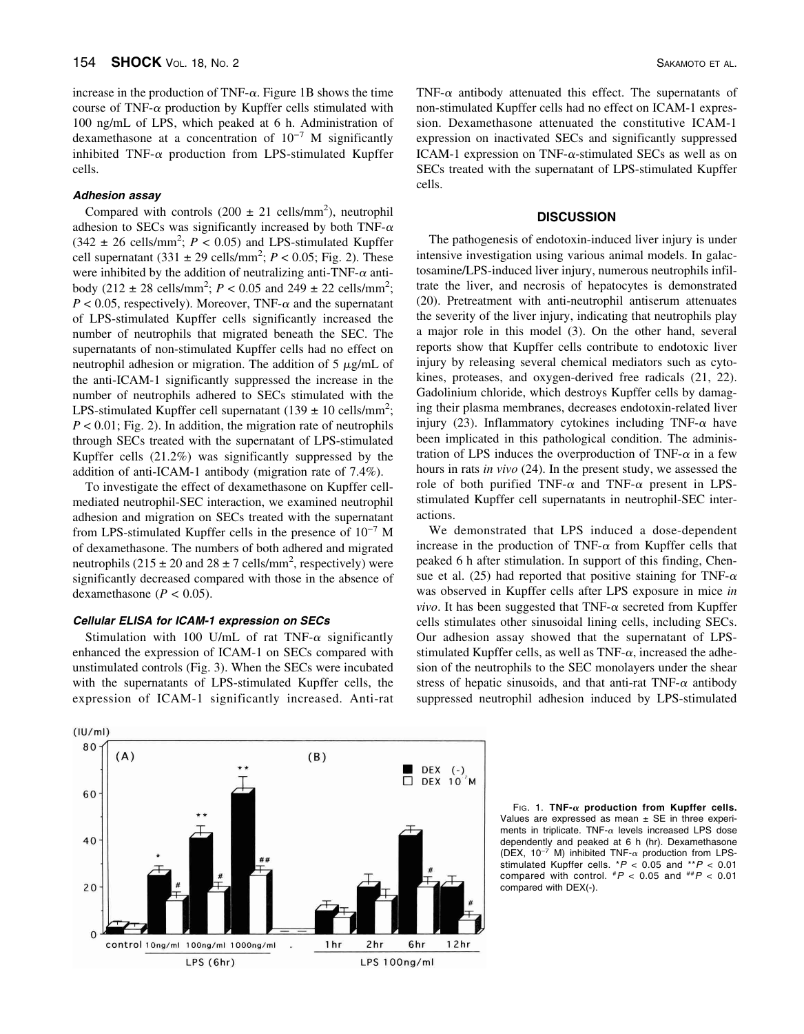increase in the production of TNF-α. Figure 1B shows the time course of TNF-α production by Kupffer cells stimulated with 100 ng/mL of LPS, which peaked at 6 h. Administration of dexamethasone at a concentration of $10^{-7}$ M significantly inhibited TNF-α production from LPS-stimulated Kupffer cells.

#### *Adhesion assay*

Compared with controls (200 ± 21 cells/mm$^2$), neutrophil adhesion to SECs was significantly increased by both TNF-α (342 ± 26 cells/mm$^2$; $P < 0.05$) and LPS-stimulated Kupffer cell supernatant (331 ± 29 cells/mm$^2$; $P < 0.05$; Fig. 2). These were inhibited by the addition of neutralizing anti-TNF-α antibody (212 ± 28 cells/mm$^2$; $P < 0.05$ and 249 ± 22 cells/mm$^2$; $P < 0.05$, respectively). Moreover, TNF-α and the supernatant of LPS-stimulated Kupffer cells significantly increased the number of neutrophils that migrated beneath the SEC. The supernatants of non-stimulated Kupffer cells had no effect on neutrophil adhesion or migration. The addition of 5 μg/mL of the anti-ICAM-1 significantly suppressed the increase in the number of neutrophils adhered to SECs stimulated with the LPS-stimulated Kupffer cell supernatant (139 ± 10 cells/mm$^2$; $P < 0.01$; Fig. 2). In addition, the migration rate of neutrophils through SECs treated with the supernatant of LPS-stimulated Kupffer cells (21.2%) was significantly suppressed by the addition of anti-ICAM-1 antibody (migration rate of 7.4%).

To investigate the effect of dexamethasone on Kupffer cell-mediated neutrophil-SEC interaction, we examined neutrophil adhesion and migration on SECs treated with the supernatant from LPS-stimulated Kupffer cells in the presence of $10^{-7}$ M of dexamethasone. The numbers of both adhered and migrated neutrophils (215 ± 20 and 28 ± 7 cells/mm$^2$, respectively) were significantly decreased compared with those in the absence of dexamethasone ($P < 0.05$).

#### *Cellular ELISA for ICAM-1 expression on SECs*

Stimulation with 100 U/mL of rat TNF-α significantly enhanced the expression of ICAM-1 on SECs compared with unstimulated controls (Fig. 3). When the SECs were incubated with the supernatants of LPS-stimulated Kupffer cells, the expression of ICAM-1 significantly increased. Anti-rat TNF-α antibody attenuated this effect. The supernatants of non-stimulated Kupffer cells had no effect on ICAM-1 expression. Dexamethasone attenuated the constitutive ICAM-1 expression on inactivated SECs and significantly suppressed ICAM-1 expression on TNF-α-stimulated SECs as well as on SECs treated with the supernatant of LPS-stimulated Kupffer cells.

## DISCUSSION

The pathogenesis of endotoxin-induced liver injury is under intensive investigation using various animal models. In galactosamine/LPS-induced liver injury, numerous neutrophils infiltrate the liver, and necrosis of hepatocytes is demonstrated (20). Pretreatment with anti-neutrophil antiserum attenuates the severity of the liver injury, indicating that neutrophils play a major role in this model (3). On the other hand, several reports show that Kupffer cells contribute to endotoxic liver injury by releasing several chemical mediators such as cytokines, proteases, and oxygen-derived free radicals (21, 22). Gadolinium chloride, which destroys Kupffer cells by damaging their plasma membranes, decreases endotoxin-related liver injury (23). Inflammatory cytokines including TNF-α have been implicated in this pathological condition. The administration of LPS induces the overproduction of TNF-α in a few hours in rats *in vivo* (24). In the present study, we assessed the role of both purified TNF-α and TNF-α present in LPS-stimulated Kupffer cell supernatants in neutrophil-SEC interactions.

We demonstrated that LPS induced a dose-dependent increase in the production of TNF-α from Kupffer cells that peaked 6 h after stimulation. In support of this finding, Chensue et al. (25) had reported that positive staining for TNF-α was observed in Kupffer cells after LPS exposure in mice *in vivo*. It has been suggested that TNF-α secreted from Kupffer cells stimulates other sinusoidal lining cells, including SECs. Our adhesion assay showed that the supernatant of LPS-stimulated Kupffer cells, as well as TNF-α, increased the adhesion of the neutrophils to the SEC monolayers under the shear stress of hepatic sinusoids, and that anti-rat TNF-α antibody suppressed neutrophil adhesion induced by LPS-stimulated

FIG. 1. **TNF-α production from Kupffer cells.** Values are expressed as mean ± SE in three experiments in triplicate. TNF-α levels increased LPS dose dependently and peaked at 6 h (hr). Dexamethasone (DEX, $10^{-7}$ M) inhibited TNF-α production from LPS-stimulated Kupffer cells. \*$P < 0.05$ and \*\*$P < 0.01$ compared with control. #$P < 0.05$ and ##$P < 0.01$ compared with DEX(-).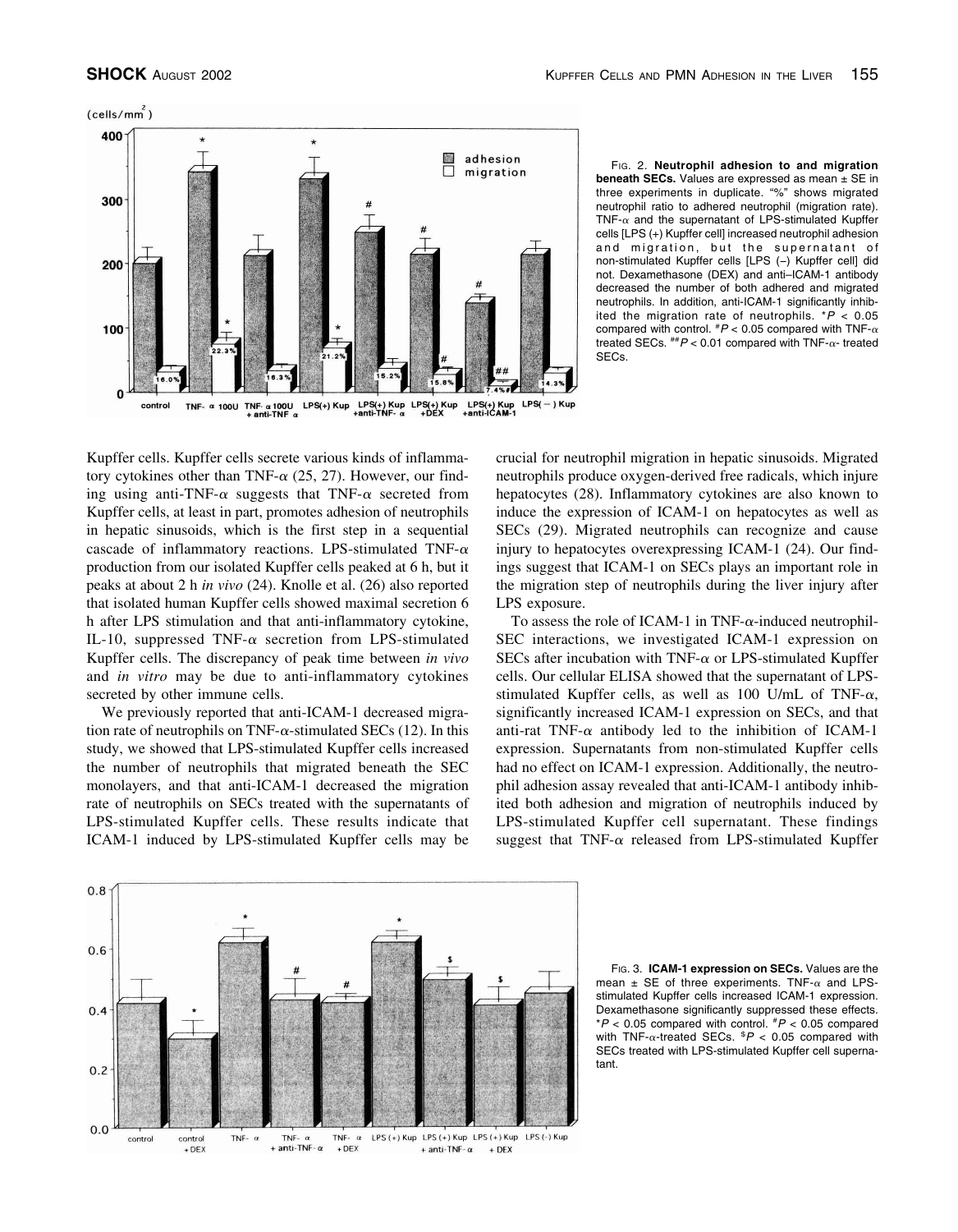FIG. 2. **Neutrophil adhesion to and migration beneath SECs.** Values are expressed as mean ± SE in three experiments in duplicate. "%" shows migrated neutrophil ratio to adhered neutrophil (migration rate). TNF-α and the supernatant of LPS-stimulated Kupffer cells [LPS (+) Kupffer cell] increased neutrophil adhesion and migration, but the supernatant of non-stimulated Kupffer cells [LPS (–) Kupffer cell] did not. Dexamethasone (DEX) and anti–ICAM-1 antibody decreased the number of both adhered and migrated neutrophils. In addition, anti-ICAM-1 significantly inhibited the migration rate of neutrophils. *$P < 0.05$ compared with control. #$P < 0.05$ compared with TNF-α treated SECs. ##$P < 0.01$ compared with TNF-α- treated SECs.

Kupffer cells. Kupffer cells secrete various kinds of inflammatory cytokines other than TNF-α (25, 27). However, our finding using anti-TNF-α suggests that TNF-α secreted from Kupffer cells, at least in part, promotes adhesion of neutrophils in hepatic sinusoids, which is the first step in a sequential cascade of inflammatory reactions. LPS-stimulated TNF-α production from our isolated Kupffer cells peaked at 6 h, but it peaks at about 2 h *in vivo* (24). Knolle et al. (26) also reported that isolated human Kupffer cells showed maximal secretion 6 h after LPS stimulation and that anti-inflammatory cytokine, IL-10, suppressed TNF-α secretion from LPS-stimulated Kupffer cells. The discrepancy of peak time between *in vivo* and *in vitro* may be due to anti-inflammatory cytokines secreted by other immune cells.

We previously reported that anti-ICAM-1 decreased migration rate of neutrophils on TNF-α-stimulated SECs (12). In this study, we showed that LPS-stimulated Kupffer cells increased the number of neutrophils that migrated beneath the SEC monolayers, and that anti-ICAM-1 decreased the migration rate of neutrophils on SECs treated with the supernatants of LPS-stimulated Kupffer cells. These results indicate that ICAM-1 induced by LPS-stimulated Kupffer cells may be crucial for neutrophil migration in hepatic sinusoids. Migrated neutrophils produce oxygen-derived free radicals, which injure hepatocytes (28). Inflammatory cytokines are also known to induce the expression of ICAM-1 on hepatocytes as well as SECs (29). Migrated neutrophils can recognize and cause injury to hepatocytes overexpressing ICAM-1 (24). Our findings suggest that ICAM-1 on SECs plays an important role in the migration step of neutrophils during the liver injury after LPS exposure.

To assess the role of ICAM-1 in TNF-α-induced neutrophil-SEC interactions, we investigated ICAM-1 expression on SECs after incubation with TNF-α or LPS-stimulated Kupffer cells. Our cellular ELISA showed that the supernatant of LPS-stimulated Kupffer cells, as well as 100 U/mL of TNF-α, significantly increased ICAM-1 expression on SECs, and that anti-rat TNF-α antibody led to the inhibition of ICAM-1 expression. Supernatants from non-stimulated Kupffer cells had no effect on ICAM-1 expression. Additionally, the neutrophil adhesion assay revealed that anti-ICAM-1 antibody inhibited both adhesion and migration of neutrophils induced by LPS-stimulated Kupffer cell supernatant. These findings suggest that TNF-α released from LPS-stimulated Kupffer

FIG. 3. **ICAM-1 expression on SECs.** Values are the mean ± SE of three experiments. TNF-α and LPS-stimulated Kupffer cells increased ICAM-1 expression. Dexamethasone significantly suppressed these effects. *$P < 0.05$ compared with control. #$P < 0.05$ compared with TNF-α-treated SECs. $$P < 0.05$ compared with SECs treated with LPS-stimulated Kupffer cell supernatant.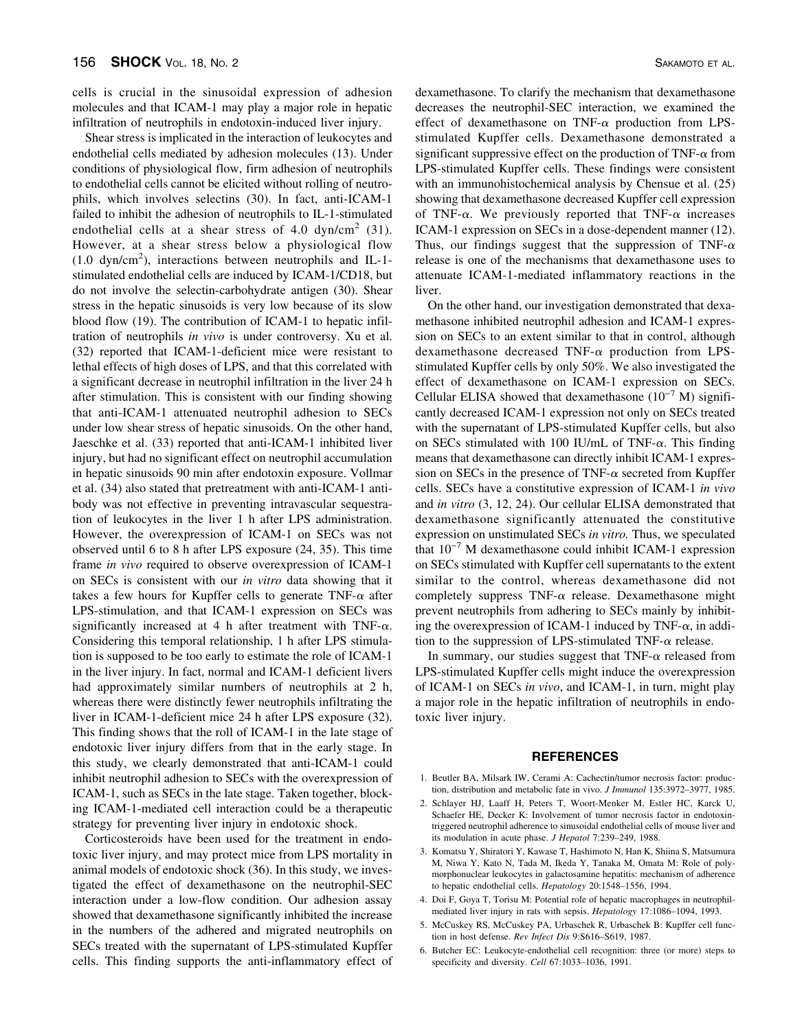cells is crucial in the sinusoidal expression of adhesion molecules and that ICAM-1 may play a major role in hepatic infiltration of neutrophils in endotoxin-induced liver injury.

Shear stress is implicated in the interaction of leukocytes and endothelial cells mediated by adhesion molecules (13). Under conditions of physiological flow, firm adhesion of neutrophils to endothelial cells cannot be elicited without rolling of neutrophils, which involves selectins (30). In fact, anti-ICAM-1 failed to inhibit the adhesion of neutrophils to IL-1-stimulated endothelial cells at a shear stress of 4.0 dyn/cm$^2$ (31). However, at a shear stress below a physiological flow (1.0 dyn/cm$^2$), interactions between neutrophils and IL-1-stimulated endothelial cells are induced by ICAM-1/CD18, but do not involve the selectin-carbohydrate antigen (30). Shear stress in the hepatic sinusoids is very low because of its slow blood flow (19). The contribution of ICAM-1 to hepatic infiltration of neutrophils *in vivo* is under controversy. Xu et al. (32) reported that ICAM-1-deficient mice were resistant to lethal effects of high doses of LPS, and that this correlated with a significant decrease in neutrophil infiltration in the liver 24 h after stimulation. This is consistent with our finding showing that anti-ICAM-1 attenuated neutrophil adhesion to SECs under low shear stress of hepatic sinusoids. On the other hand, Jaeschke et al. (33) reported that anti-ICAM-1 inhibited liver injury, but had no significant effect on neutrophil accumulation in hepatic sinusoids 90 min after endotoxin exposure. Vollmar et al. (34) also stated that pretreatment with anti-ICAM-1 antibody was not effective in preventing intravascular sequestration of leukocytes in the liver 1 h after LPS administration. However, the overexpression of ICAM-1 on SECs was not observed until 6 to 8 h after LPS exposure (24, 35). This time frame *in vivo* required to observe overexpression of ICAM-1 on SECs is consistent with our *in vitro* data showing that it takes a few hours for Kupffer cells to generate TNF-$\alpha$ after LPS-stimulation, and that ICAM-1 expression on SECs was significantly increased at 4 h after treatment with TNF-$\alpha$. Considering this temporal relationship, 1 h after LPS stimulation is supposed to be too early to estimate the role of ICAM-1 in the liver injury. In fact, normal and ICAM-1 deficient livers had approximately similar numbers of neutrophils at 2 h, whereas there were distinctly fewer neutrophils infiltrating the liver in ICAM-1-deficient mice 24 h after LPS exposure (32). This finding shows that the roll of ICAM-1 in the late stage of endotoxic liver injury differs from that in the early stage. In this study, we clearly demonstrated that anti-ICAM-1 could inhibit neutrophil adhesion to SECs with the overexpression of ICAM-1, such as SECs in the late stage. Taken together, blocking ICAM-1-mediated cell interaction could be a therapeutic strategy for preventing liver injury in endotoxic shock.

Corticosteroids have been used for the treatment in endotoxic liver injury, and may protect mice from LPS mortality in animal models of endotoxic shock (36). In this study, we investigated the effect of dexamethasone on the neutrophil-SEC interaction under a low-flow condition. Our adhesion assay showed that dexamethasone significantly inhibited the increase in the numbers of the adhered and migrated neutrophils on SECs treated with the supernatant of LPS-stimulated Kupffer cells. This finding supports the anti-inflammatory effect of dexamethasone. To clarify the mechanism that dexamethasone decreases the neutrophil-SEC interaction, we examined the effect of dexamethasone on TNF-$\alpha$ production from LPS-stimulated Kupffer cells. Dexamethasone demonstrated a significant suppressive effect on the production of TNF-$\alpha$ from LPS-stimulated Kupffer cells. These findings were consistent with an immunohistochemical analysis by Chensue et al. (25) showing that dexamethasone decreased Kupffer cell expression of TNF-$\alpha$. We previously reported that TNF-$\alpha$ increases ICAM-1 expression on SECs in a dose-dependent manner (12). Thus, our findings suggest that the suppression of TNF-$\alpha$ release is one of the mechanisms that dexamethasone uses to attenuate ICAM-1-mediated inflammatory reactions in the liver.

On the other hand, our investigation demonstrated that dexamethasone inhibited neutrophil adhesion and ICAM-1 expression on SECs to an extent similar to that in control, although dexamethasone decreased TNF-$\alpha$ production from LPS-stimulated Kupffer cells by only 50%. We also investigated the effect of dexamethasone on ICAM-1 expression on SECs. Cellular ELISA showed that dexamethasone ($10^{-7}$ M) significantly decreased ICAM-1 expression not only on SECs treated with the supernatant of LPS-stimulated Kupffer cells, but also on SECs stimulated with 100 IU/mL of TNF-$\alpha$. This finding means that dexamethasone can directly inhibit ICAM-1 expression on SECs in the presence of TNF-$\alpha$ secreted from Kupffer cells. SECs have a constitutive expression of ICAM-1 *in vivo* and *in vitro* (3, 12, 24). Our cellular ELISA demonstrated that dexamethasone significantly attenuated the constitutive expression on unstimulated SECs *in vitro.* Thus, we speculated that $10^{-7}$ M dexamethasone could inhibit ICAM-1 expression on SECs stimulated with Kupffer cell supernatants to the extent similar to the control, whereas dexamethasone did not completely suppress TNF-$\alpha$ release. Dexamethasone might prevent neutrophils from adhering to SECs mainly by inhibiting the overexpression of ICAM-1 induced by TNF-$\alpha$, in addition to the suppression of LPS-stimulated TNF-$\alpha$ release.

In summary, our studies suggest that TNF-$\alpha$ released from LPS-stimulated Kupffer cells might induce the overexpression of ICAM-1 on SECs *in vivo*, and ICAM-1, in turn, might play a major role in the hepatic infiltration of neutrophils in endotoxic liver injury.

## REFERENCES

1. Beutler BA, Milsark IW, Cerami A: Cachectin/tumor necrosis factor: production, distribution and metabolic fate in vivo. *J Immunol* 135:3972–3977, 1985.
2. Schlayer HJ, Laaff H, Peters T, Woort-Menker M, Estler HC, Karck U, Schaefer HE, Decker K: Involvement of tumor necrosis factor in endotoxin-triggered neutrophil adherence to sinusoidal endothelial cells of mouse liver and its modulation in acute phase. *J Hepatol* 7:239–249, 1988.
3. Komatsu Y, Shiratori Y, Kawase T, Hashimoto N, Han K, Shiina S, Matsumura M, Niwa Y, Kato N, Tada M, Ikeda Y, Tanaka M, Omata M: Role of polymorphonuclear leukocytes in galactosamine hepatitis: mechanism of adherence to hepatic endothelial cells. *Hepatology* 20:1548–1556, 1994.
4. Doi F, Goya T, Torisu M: Potential role of hepatic macrophages in neutrophil-mediated liver injury in rats with sepsis. *Hepatology* 17:1086–1094, 1993.
5. McCuskey RS, McCuskey PA, Urbaschek R, Urbaschek B: Kupffer cell function in host defense. *Rev Infect Dis* 9:S616–S619, 1987.
6. Butcher EC: Leukocyte-endothelial cell recognition: three (or more) steps to specificity and diversity. *Cell* 67:1033–1036, 1991.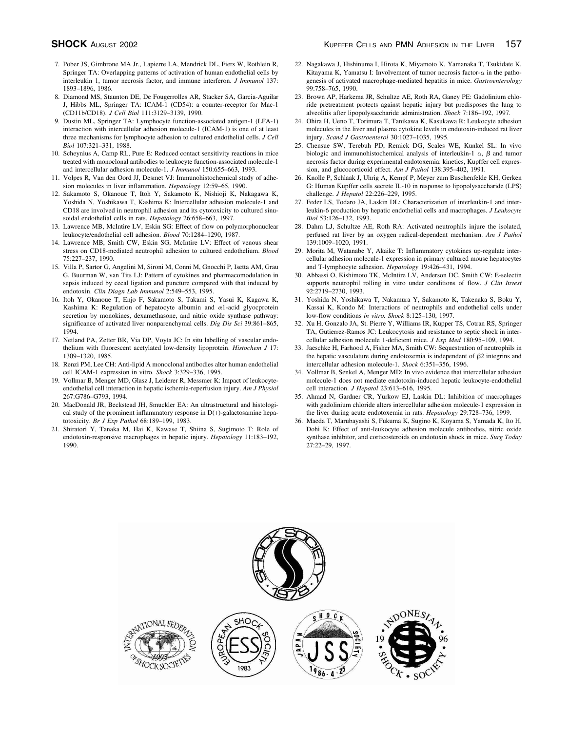7. Pober JS, Gimbrone MA Jr., Lapierre LA, Mendrick DL, Fiers W, Rothlein R, Springer TA: Overlapping patterns of activation of human endothelial cells by interleukin 1, tumor necrosis factor, and immune interferon. *J Immunol* 137: 1893–1896, 1986.
8. Diamond MS, Staunton DE, De Fougerolles AR, Stacker SA, Garcia-Aguilar J, Hibbs ML, Springer TA: ICAM-1 (CD54): a counter-receptor for Mac-1 (CD11b/CD18). *J Cell Biol* 111:3129–3139, 1990.
9. Dustin ML, Springer TA: Lymphocyte function-associated antigen-1 (LFA-1) interaction with intercellular adhesion molecule-1 (ICAM-1) is one of at least three mechanisms for lymphocyte adhesion to cultured endothelial cells. *J Cell Biol* 107:321–331, 1988.
10. Scheynius A, Camp RL, Pure E: Reduced contact sensitivity reactions in mice treated with monoclonal antibodies to leukocyte function-associated molecule-1 and intercellular adhesion molecule-1. *J Immunol* 150:655–663, 1993.
11. Volpes R, Van den Oord JJ, Desmet VJ: Immunohistochemical study of adhesion molecules in liver inflammation. *Hepatology* 12:59–65, 1990.
12. Sakamoto S, Okanoue T, Itoh Y, Sakamoto K, Nishioji K, Nakagawa K, Yoshida N, Yoshikawa T, Kashima K: Intercellular adhesion molecule-1 and CD18 are involved in neutrophil adhesion and its cytotoxicity to cultured sinusoidal endothelial cells in rats. *Hepatology* 26:658–663, 1997.
13. Lawrence MB, McIntire LV, Eskin SG: Effect of flow on polymorphonuclear leukocyte/endothelial cell adhesion. *Blood* 70:1284–1290, 1987.
14. Lawrence MB, Smith CW, Eskin SG, McIntire LV: Effect of venous shear stress on CD18-mediated neutrophil adhesion to cultured endothelium. *Blood* 75:227–237, 1990.
15. Villa P, Sartor G, Angelini M, Sironi M, Conni M, Gnocchi P, Isetta AM, Grau G, Buurman W, van Tits LJ: Pattern of cytokines and pharmacomodulation in sepsis induced by cecal ligation and puncture compared with that induced by endotoxin. *Clin Diagn Lab Immunol* 2:549–553, 1995.
16. Itoh Y, Okanoue T, Enjo F, Sakamoto S, Takami S, Yasui K, Kagawa K, Kashima K: Regulation of hepatocyte albumin and $\alpha$1-acid glyocprotein secretion by monokines, dexamethasone, and nitric oxide synthase pathway: significance of activated liver nonparenchymal cells. *Dig Dis Sci* 39:861–865, 1994.
17. Netland PA, Zetter BR, Via DP, Voyta JC: In situ labelling of vascular endothelium with fluorescent acetylated low-density lipoprotein. *Histochem J* 17: 1309–1320, 1985.
18. Renzi PM, Lee CH: Anti-lipid A monoclonal antibodies alter human endothelial cell ICAM-1 expression in vitro. *Shock* 3:329–336, 1995.
19. Vollmar B, Menger MD, Glasz J, Leiderer R, Messmer K: Impact of leukocyte-endothelial cell interaction in hepatic ischemia-reperfusion injury. *Am J Physiol* 267:G786–G793, 1994.
20. MacDonald JR, Beckstead JH, Smuckler EA: An ultrastructural and histological study of the prominent inflammatory response in D(+)-galactosamine hepatotoxicity. *Br J Exp Pathol* 68:189–199, 1983.
21. Shiratori Y, Tanaka M, Hai K, Kawase T, Shiina S, Sugimoto T: Role of endotoxin-responsive macrophages in hepatic injury. *Hepatology* 11:183–192, 1990.
22. Nagakawa J, Hishinuma I, Hirota K, Miyamoto K, Yamanaka T, Tsukidate K, Kitayama K, Yamatsu I: Involvement of tumor necrosis factor-$\alpha$ in the pathogenesis of activated macrophage-mediated hepatitis in mice. *Gastroenterology* 99:758–765, 1990.
23. Brown AP, Harkema JR, Schultze AE, Roth RA, Ganey PE: Gadolinium chloride pretreatment protects against hepatic injury but predisposes the lung to alveolitis after lipopolysaccharide administration. *Shock* 7:186–192, 1997.
24. Ohira H, Ueno T, Torimura T, Tanikawa K, Kasukawa R: Leukocyte adhesion molecules in the liver and plasma cytokine levels in endotoxin-induced rat liver injury. *Scand J Gastroenterol* 30:1027–1035, 1995.
25. Chensue SW, Terebuh PD, Remick DG, Scales WE, Kunkel SL: In vivo biologic and immunohistochemical analysis of interleukin-1 $\alpha$, $\beta$ and tumor necrosis factor during experimental endotoxemia: kinetics, Kupffer cell expression, and glucocorticoid effect. *Am J Pathol* 138:395–402, 1991.
26. Knolle P, Schlaak J, Uhrig A, Kempf P, Meyer zum Buschenfelde KH, Gerken G: Human Kupffer cells secrete IL-10 in response to lipopolysaccharide (LPS) challenge. *J Hepatol* 22:226–229, 1995.
27. Feder LS, Todaro JA, Laskin DL: Characterization of interleukin-1 and interleukin-6 production by hepatic endothelial cells and macrophages. *J Leukocyte Biol* 53:126–132, 1993.
28. Dahm LJ, Schultze AE, Roth RA: Activated neutrophils injure the isolated, perfused rat liver by an oxygen radical-dependent mechanism. *Am J Pathol* 139:1009–1020, 1991.
29. Morita M, Watanabe Y, Akaike T: Inflammatory cytokines up-regulate intercellular adhesion molecule-1 expression in primary cultured mouse hepatocytes and T-lymphocyte adhesion. *Hepatology* 19:426–431, 1994.
30. Abbassi O, Kishimoto TK, McIntire LV, Anderson DC, Smith CW: E-selectin supports neutrophil rolling in vitro under conditions of flow. *J Clin Invest* 92:2719–2730, 1993.
31. Yoshida N, Yoshikawa T, Nakamura Y, Sakamoto K, Takenaka S, Boku Y, Kassai K, Kondo M: Interactions of neutrophils and endothelial cells under low-flow conditions *in vitro*. *Shock* 8:125–130, 1997.
32. Xu H, Gonzalo JA, St. Pierre Y, Williams IR, Kupper TS, Cotran RS, Springer TA, Gutierrez-Ramos JC: Leukocytosis and resistance to septic shock in intercellular adhesion molecule 1-deficient mice. *J Exp Med* 180:95–109, 1994.
33. Jaeschke H, Farhood A, Fisher MA, Smith CW: Sequestration of neutrophils in the hepatic vasculature during endotoxemia is independent of $\beta$2 integrins and intercellular adhesion molecule-1. *Shock* 6:351–356, 1996.
34. Vollmar B, Senkel A, Menger MD: In vivo evidence that intercellular adhesion molecule-1 does not mediate endotoxin-induced hepatic leukocyte-endothelial cell interaction. *J Hepatol* 23:613–616, 1995.
35. Ahmad N, Gardner CR, Yurkow EJ, Laskin DL: Inhibition of macrophages with gadolinium chloride alters intercellular adhesion molecule-1 expression in the liver during acute endotoxemia in rats. *Hepatology* 29:728–736, 1999.
36. Maeda T, Marubayashi S, Fukuma K, Sugino K, Koyama S, Yamada K, Ito H, Dohi K: Effect of anti-leukocyte adhesion molecule antibodies, nitric oxide synthase inhibitor, and corticosteroids on endotoxin shock in mice. *Surg Today* 27:22–29, 1997.